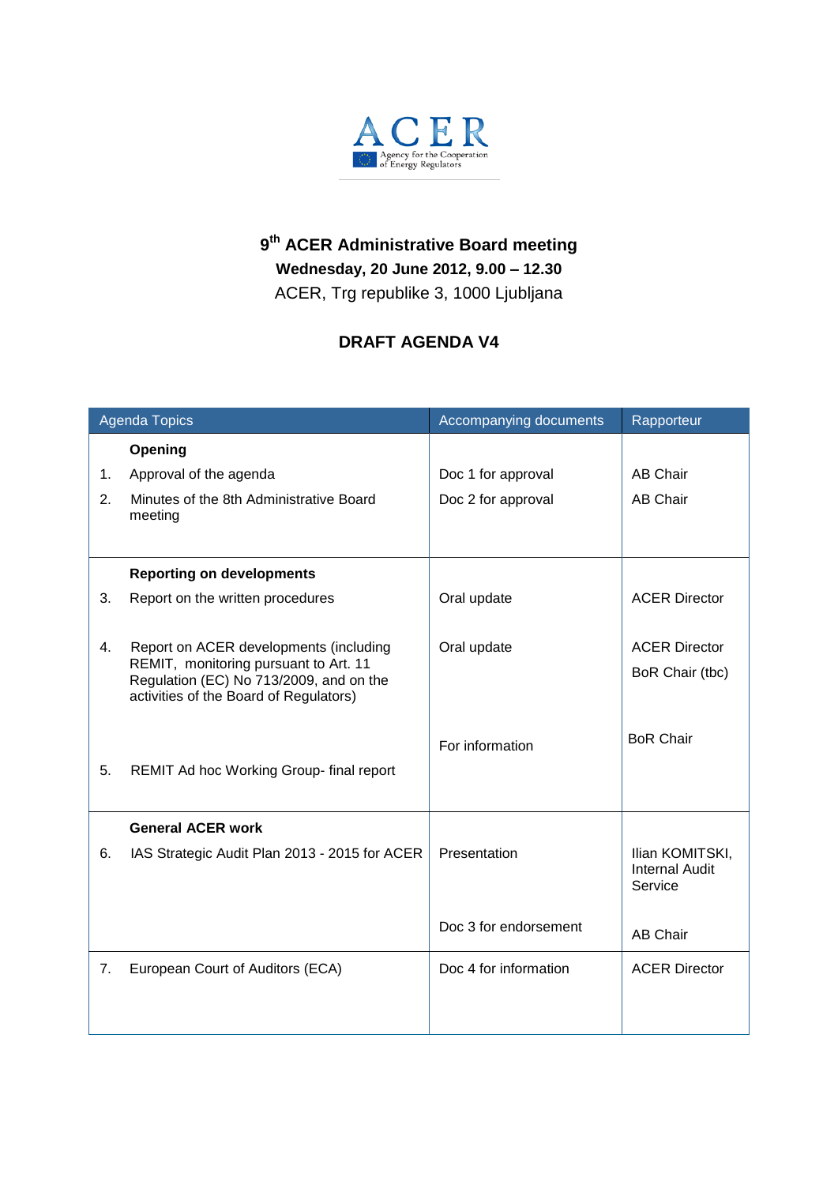# 9th ACER Administrative Board meeting

**Wednesday, 20 June 2012, 9.00 – 12.30**

ACER, Trg republike 3, 1000 Ljubljana

## DRAFT AGENDA V4

| | Agenda Topics | Accompanying documents | Rapporteur |
|---|---|---|---|
| | **Opening** | | |
| 1. | Approval of the agenda | Doc 1 for approval | AB Chair |
| 2. | Minutes of the 8th Administrative Board meeting | Doc 2 for approval | AB Chair |
| | **Reporting on developments** | | |
| 3. | Report on the written procedures | Oral update | ACER Director |
| 4. | Report on ACER developments (including REMIT, monitoring pursuant to Art. 11 Regulation (EC) No 713/2009, and on the activities of the Board of Regulators) | Oral update | ACER Director<br>BoR Chair (tbc) |
| 5. | REMIT Ad hoc Working Group- final report | For information | BoR Chair |
| | **General ACER work** | | |
| 6. | IAS Strategic Audit Plan 2013 - 2015 for ACER | Presentation | Ilian KOMITSKI, Internal Audit Service |
| | | Doc 3 for endorsement | AB Chair |
| 7. | European Court of Auditors (ECA) | Doc 4 for information | ACER Director |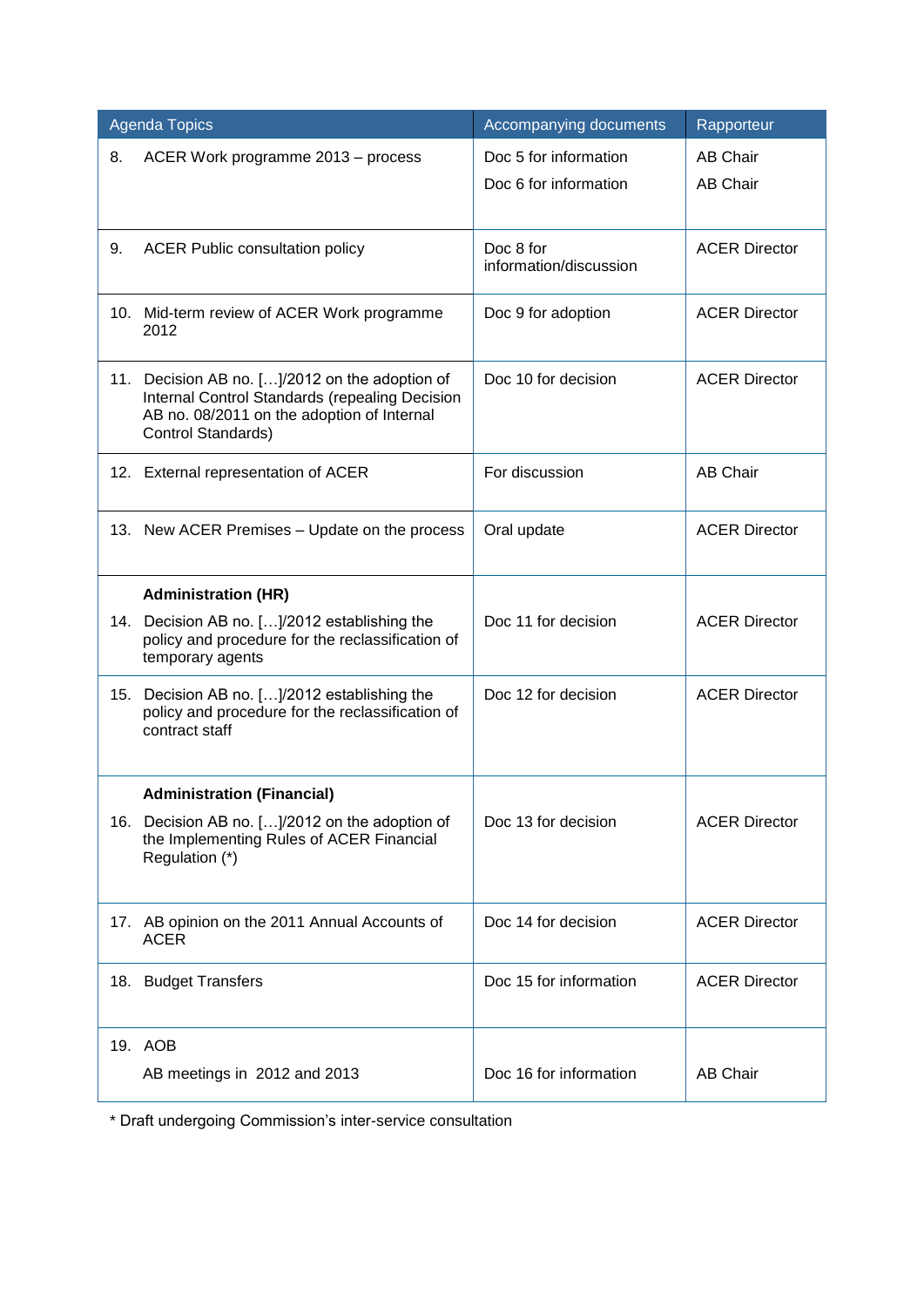| Agenda Topics | Accompanying documents | Rapporteur |
|---|---|---|
| 8. ACER Work programme 2013 – process | Doc 5 for information<br>Doc 6 for information | AB Chair<br>AB Chair |
| 9. ACER Public consultation policy | Doc 8 for information/discussion | ACER Director |
| 10. Mid-term review of ACER Work programme 2012 | Doc 9 for adoption | ACER Director |
| 11. Decision AB no. […]/2012 on the adoption of Internal Control Standards (repealing Decision AB no. 08/2011 on the adoption of Internal Control Standards) | Doc 10 for decision | ACER Director |
| 12. External representation of ACER | For discussion | AB Chair |
| 13. New ACER Premises – Update on the process | Oral update | ACER Director |
| **Administration (HR)**<br>14. Decision AB no. […]/2012 establishing the policy and procedure for the reclassification of temporary agents | Doc 11 for decision | ACER Director |
| 15. Decision AB no. […]/2012 establishing the policy and procedure for the reclassification of contract staff | Doc 12 for decision | ACER Director |
| **Administration (Financial)**<br>16. Decision AB no. […]/2012 on the adoption of the Implementing Rules of ACER Financial Regulation (*) | Doc 13 for decision | ACER Director |
| 17. AB opinion on the 2011 Annual Accounts of ACER | Doc 14 for decision | ACER Director |
| 18. Budget Transfers | Doc 15 for information | ACER Director |
| 19. AOB<br>AB meetings in 2012 and 2013 | Doc 16 for information | AB Chair |

* Draft undergoing Commission's inter-service consultation